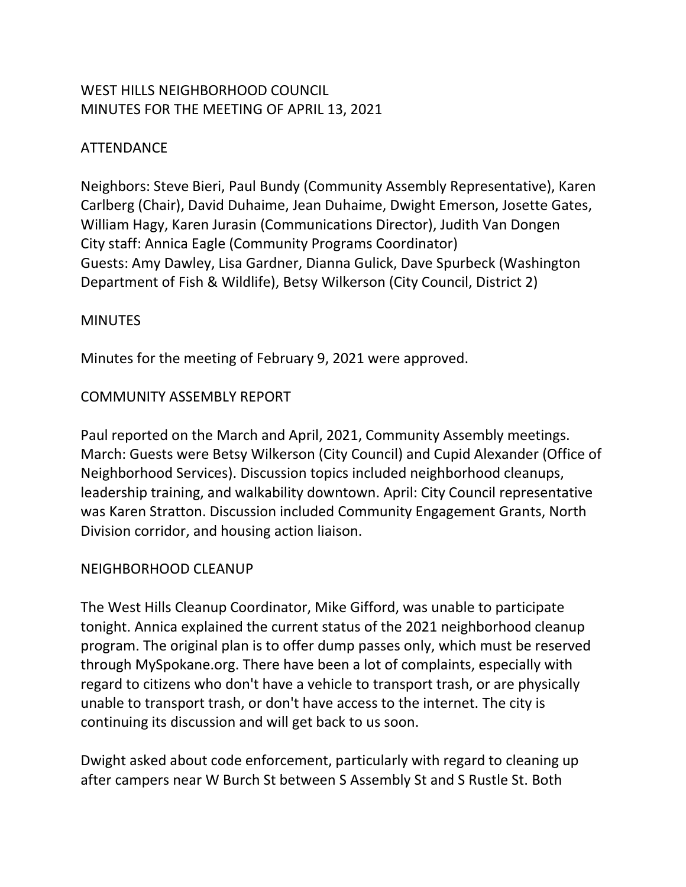# WEST HILLS NEIGHBORHOOD COUNCIL
# MINUTES FOR THE MEETING OF APRIL 13, 2021

## ATTENDANCE

Neighbors: Steve Bieri, Paul Bundy (Community Assembly Representative), Karen Carlberg (Chair), David Duhaime, Jean Duhaime, Dwight Emerson, Josette Gates, William Hagy, Karen Jurasin (Communications Director), Judith Van Dongen
City staff: Annica Eagle (Community Programs Coordinator)
Guests: Amy Dawley, Lisa Gardner, Dianna Gulick, Dave Spurbeck (Washington Department of Fish & Wildlife), Betsy Wilkerson (City Council, District 2)

## MINUTES

Minutes for the meeting of February 9, 2021 were approved.

## COMMUNITY ASSEMBLY REPORT

Paul reported on the March and April, 2021, Community Assembly meetings. March: Guests were Betsy Wilkerson (City Council) and Cupid Alexander (Office of Neighborhood Services). Discussion topics included neighborhood cleanups, leadership training, and walkability downtown. April: City Council representative was Karen Stratton. Discussion included Community Engagement Grants, North Division corridor, and housing action liaison.

## NEIGHBORHOOD CLEANUP

The West Hills Cleanup Coordinator, Mike Gifford, was unable to participate tonight. Annica explained the current status of the 2021 neighborhood cleanup program. The original plan is to offer dump passes only, which must be reserved through MySpokane.org. There have been a lot of complaints, especially with regard to citizens who don't have a vehicle to transport trash, or are physically unable to transport trash, or don't have access to the internet. The city is continuing its discussion and will get back to us soon.

Dwight asked about code enforcement, particularly with regard to cleaning up after campers near W Burch St between S Assembly St and S Rustle St. Both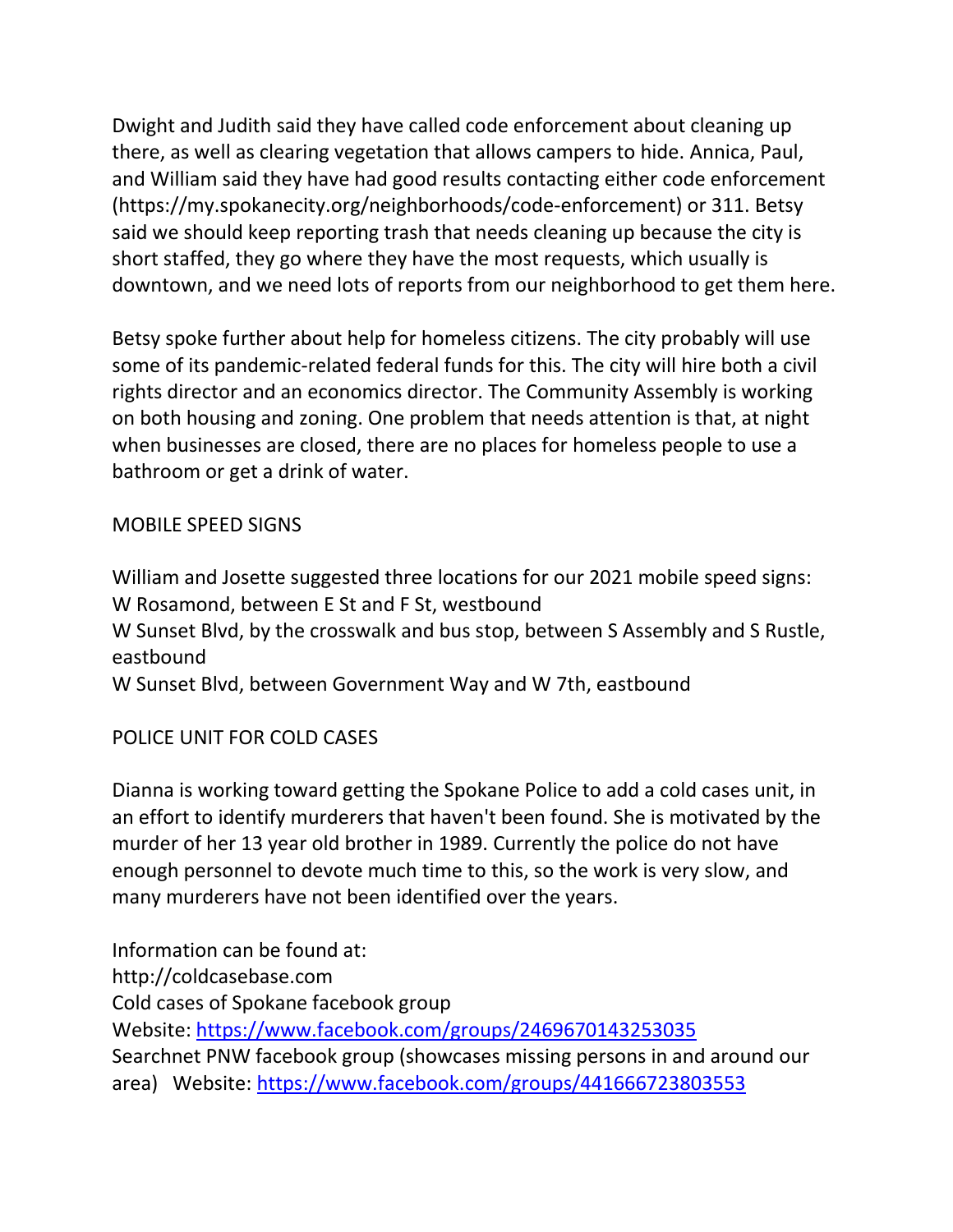Dwight and Judith said they have called code enforcement about cleaning up there, as well as clearing vegetation that allows campers to hide. Annica, Paul, and William said they have had good results contacting either code enforcement (https://my.spokanecity.org/neighborhoods/code-enforcement) or 311. Betsy said we should keep reporting trash that needs cleaning up because the city is short staffed, they go where they have the most requests, which usually is downtown, and we need lots of reports from our neighborhood to get them here.

Betsy spoke further about help for homeless citizens. The city probably will use some of its pandemic-related federal funds for this. The city will hire both a civil rights director and an economics director. The Community Assembly is working on both housing and zoning. One problem that needs attention is that, at night when businesses are closed, there are no places for homeless people to use a bathroom or get a drink of water.

MOBILE SPEED SIGNS

William and Josette suggested three locations for our 2021 mobile speed signs:
W Rosamond, between E St and F St, westbound
W Sunset Blvd, by the crosswalk and bus stop, between S Assembly and S Rustle, eastbound
W Sunset Blvd, between Government Way and W 7th, eastbound

POLICE UNIT FOR COLD CASES

Dianna is working toward getting the Spokane Police to add a cold cases unit, in an effort to identify murderers that haven't been found. She is motivated by the murder of her 13 year old brother in 1989. Currently the police do not have enough personnel to devote much time to this, so the work is very slow, and many murderers have not been identified over the years.

Information can be found at:
http://coldcasebase.com
Cold cases of Spokane facebook group
Website: https://www.facebook.com/groups/2469670143253035
Searchnet PNW facebook group (showcases missing persons in and around our area) Website: https://www.facebook.com/groups/441666723803553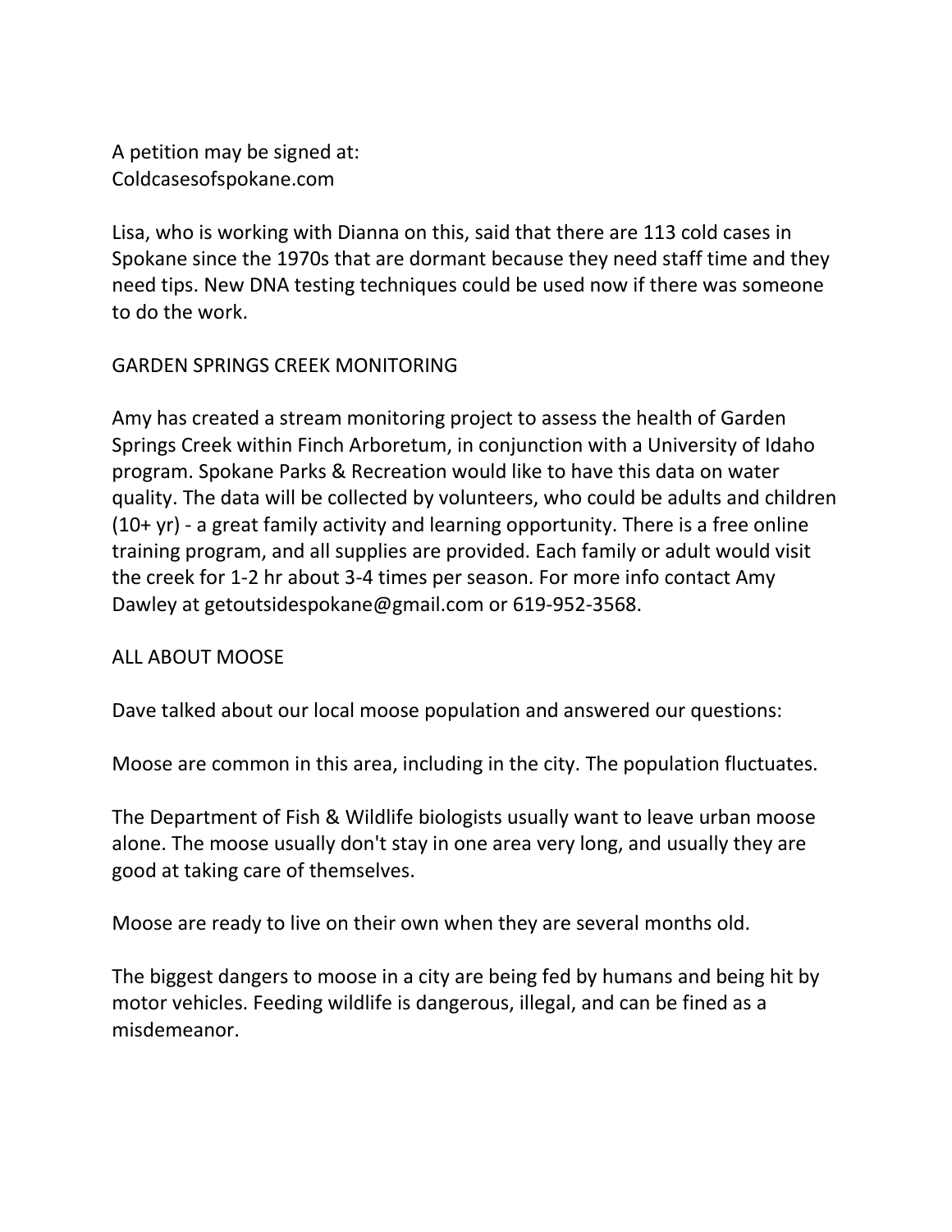A petition may be signed at:
Coldcasesofspokane.com

Lisa, who is working with Dianna on this, said that there are 113 cold cases in Spokane since the 1970s that are dormant because they need staff time and they need tips. New DNA testing techniques could be used now if there was someone to do the work.

## GARDEN SPRINGS CREEK MONITORING

Amy has created a stream monitoring project to assess the health of Garden Springs Creek within Finch Arboretum, in conjunction with a University of Idaho program. Spokane Parks & Recreation would like to have this data on water quality. The data will be collected by volunteers, who could be adults and children (10+ yr) - a great family activity and learning opportunity. There is a free online training program, and all supplies are provided. Each family or adult would visit the creek for 1-2 hr about 3-4 times per season. For more info contact Amy Dawley at getoutsidespokane@gmail.com or 619-952-3568.

## ALL ABOUT MOOSE

Dave talked about our local moose population and answered our questions:

Moose are common in this area, including in the city. The population fluctuates.

The Department of Fish & Wildlife biologists usually want to leave urban moose alone. The moose usually don't stay in one area very long, and usually they are good at taking care of themselves.

Moose are ready to live on their own when they are several months old.

The biggest dangers to moose in a city are being fed by humans and being hit by motor vehicles. Feeding wildlife is dangerous, illegal, and can be fined as a misdemeanor.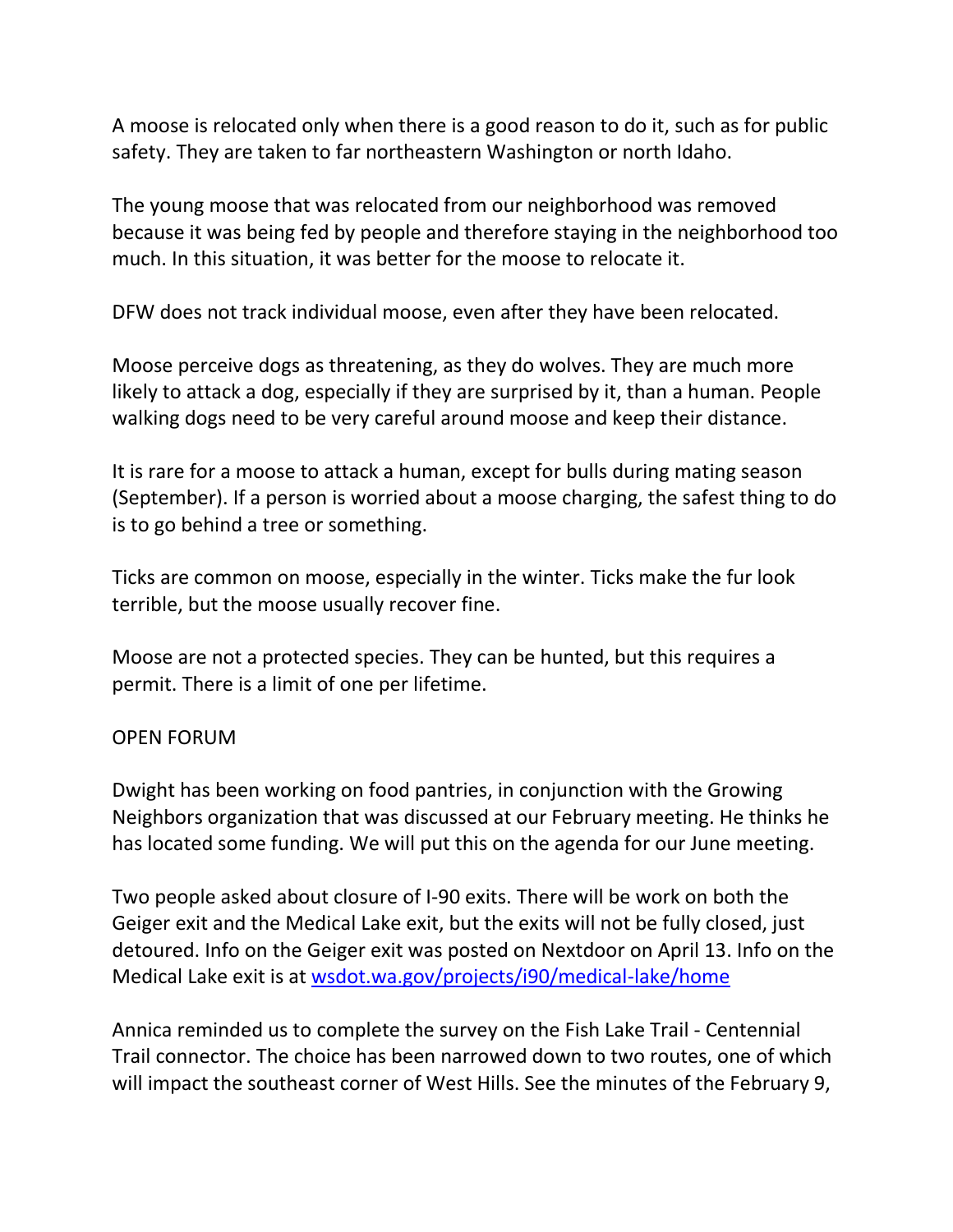A moose is relocated only when there is a good reason to do it, such as for public safety. They are taken to far northeastern Washington or north Idaho.

The young moose that was relocated from our neighborhood was removed because it was being fed by people and therefore staying in the neighborhood too much. In this situation, it was better for the moose to relocate it.

DFW does not track individual moose, even after they have been relocated.

Moose perceive dogs as threatening, as they do wolves. They are much more likely to attack a dog, especially if they are surprised by it, than a human. People walking dogs need to be very careful around moose and keep their distance.

It is rare for a moose to attack a human, except for bulls during mating season (September). If a person is worried about a moose charging, the safest thing to do is to go behind a tree or something.

Ticks are common on moose, especially in the winter. Ticks make the fur look terrible, but the moose usually recover fine.

Moose are not a protected species. They can be hunted, but this requires a permit. There is a limit of one per lifetime.

OPEN FORUM

Dwight has been working on food pantries, in conjunction with the Growing Neighbors organization that was discussed at our February meeting. He thinks he has located some funding. We will put this on the agenda for our June meeting.

Two people asked about closure of I-90 exits. There will be work on both the Geiger exit and the Medical Lake exit, but the exits will not be fully closed, just detoured. Info on the Geiger exit was posted on Nextdoor on April 13. Info on the Medical Lake exit is at [wsdot.wa.gov/projects/i90/medical-lake/home](wsdot.wa.gov/projects/i90/medical-lake/home)

Annica reminded us to complete the survey on the Fish Lake Trail - Centennial Trail connector. The choice has been narrowed down to two routes, one of which will impact the southeast corner of West Hills. See the minutes of the February 9,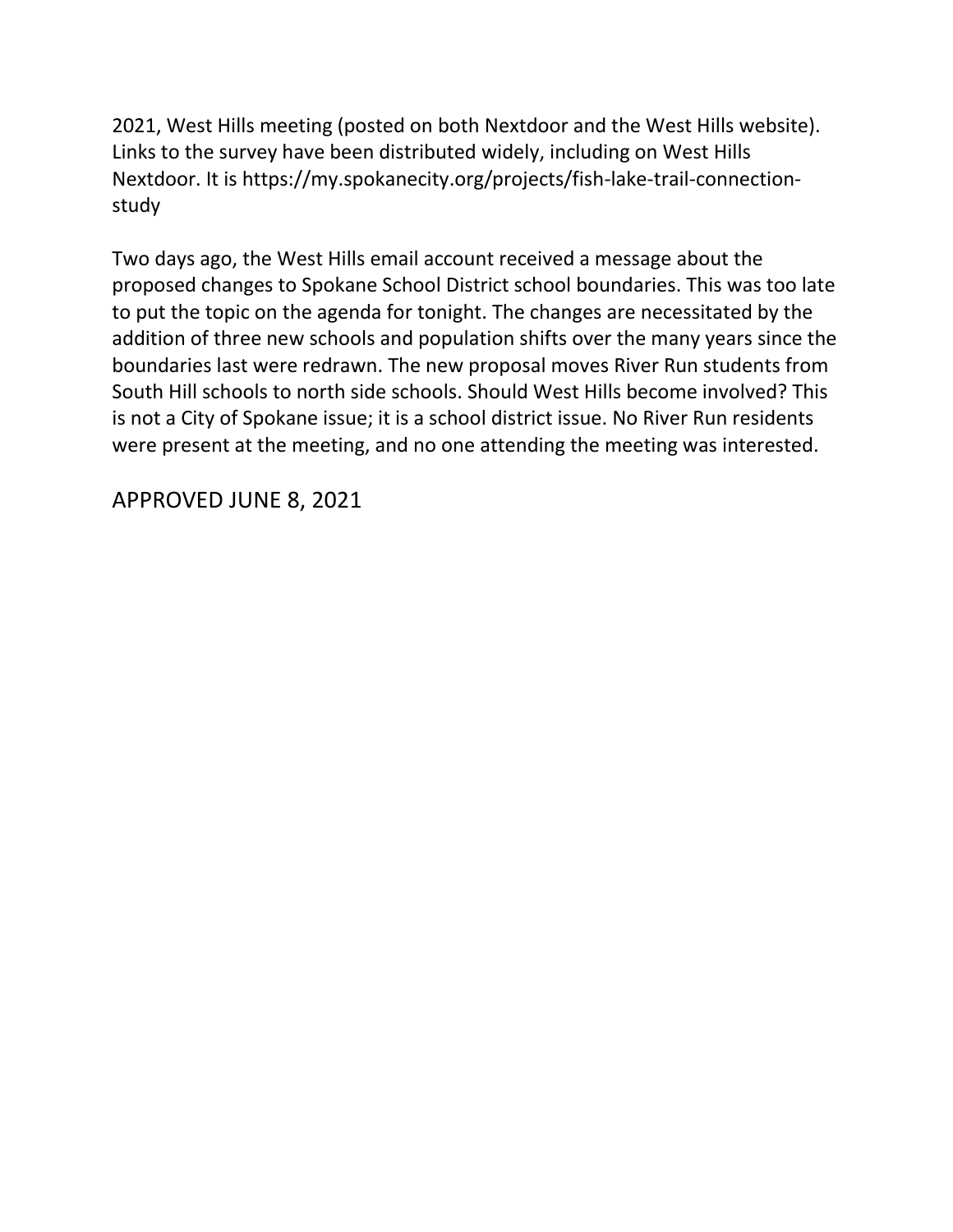2021, West Hills meeting (posted on both Nextdoor and the West Hills website). Links to the survey have been distributed widely, including on West Hills Nextdoor. It is https://my.spokanecity.org/projects/fish-lake-trail-connection-study

Two days ago, the West Hills email account received a message about the proposed changes to Spokane School District school boundaries. This was too late to put the topic on the agenda for tonight. The changes are necessitated by the addition of three new schools and population shifts over the many years since the boundaries last were redrawn. The new proposal moves River Run students from South Hill schools to north side schools. Should West Hills become involved? This is not a City of Spokane issue; it is a school district issue. No River Run residents were present at the meeting, and no one attending the meeting was interested.

APPROVED JUNE 8, 2021